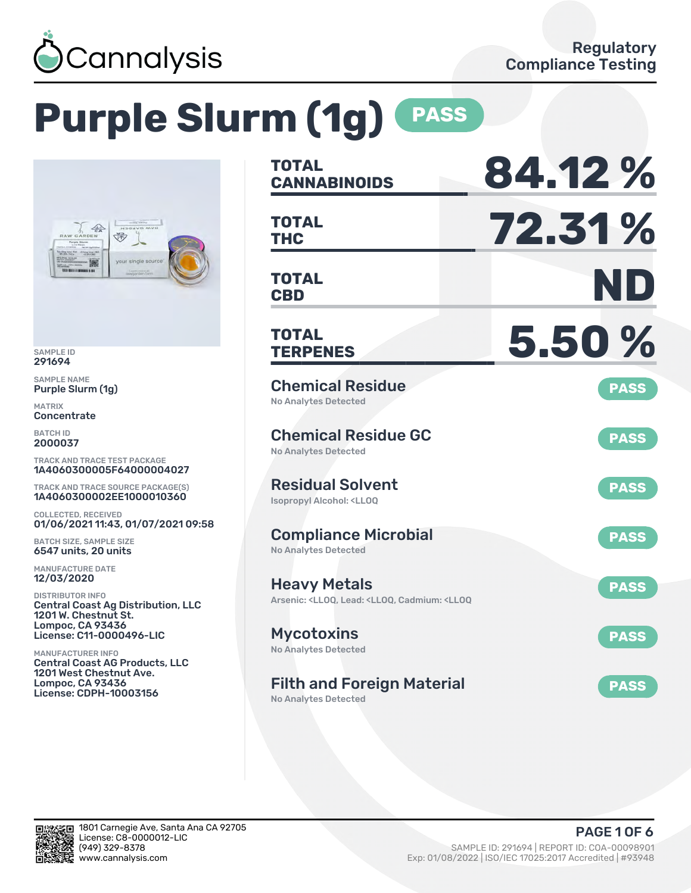Cannalysis

Regulatory Compliance Testing

# Purple Slurm (1g) PASS

SAMPLE ID
291694

SAMPLE NAME
Purple Slurm (1g)

MATRIX
Concentrate

BATCH ID
2000037

TRACK AND TRACE TEST PACKAGE
1A4060300005F64000004027

TRACK AND TRACE SOURCE PACKAGE(S)
1A4060300002EE1000010360

COLLECTED, RECEIVED
01/06/2021 11:43, 01/07/2021 09:58

BATCH SIZE, SAMPLE SIZE
6547 units, 20 units

MANUFACTURE DATE
12/03/2020

DISTRIBUTOR INFO
Central Coast Ag Distribution, LLC
1201 W. Chestnut St.
Lompoc, CA 93436
License: C11-0000496-LIC

MANUFACTURER INFO
Central Coast AG Products, LLC
1201 West Chestnut Ave.
Lompoc, CA 93436
License: CDPH-10003156

| | |
|---|---|
| **TOTAL CANNABINOIDS** | **84.12 %** |
| **TOTAL THC** | **72.31 %** |
| **TOTAL CBD** | **ND** |
| **TOTAL TERPENES** | **5.50 %** |

| Test | Details | Result |
|---|---|---|
| Chemical Residue | No Analytes Detected | PASS |
| Chemical Residue GC | No Analytes Detected | PASS |
| Residual Solvent | Isopropyl Alcohol: <LLOQ | PASS |
| Compliance Microbial | No Analytes Detected | PASS |
| Heavy Metals | Arsenic: <LLOQ, Lead: <LLOQ, Cadmium: <LLOQ | PASS |
| Mycotoxins | No Analytes Detected | PASS |
| Filth and Foreign Material | No Analytes Detected | PASS |

1801 Carnegie Ave, Santa Ana CA 92705
License: C8-0000012-LIC
(949) 329-8378
www.cannalysis.com

SAMPLE ID: 291694 | REPORT ID: COA-00098901
Exp: 01/08/2022 | ISO/IEC 17025:2017 Accredited | #93948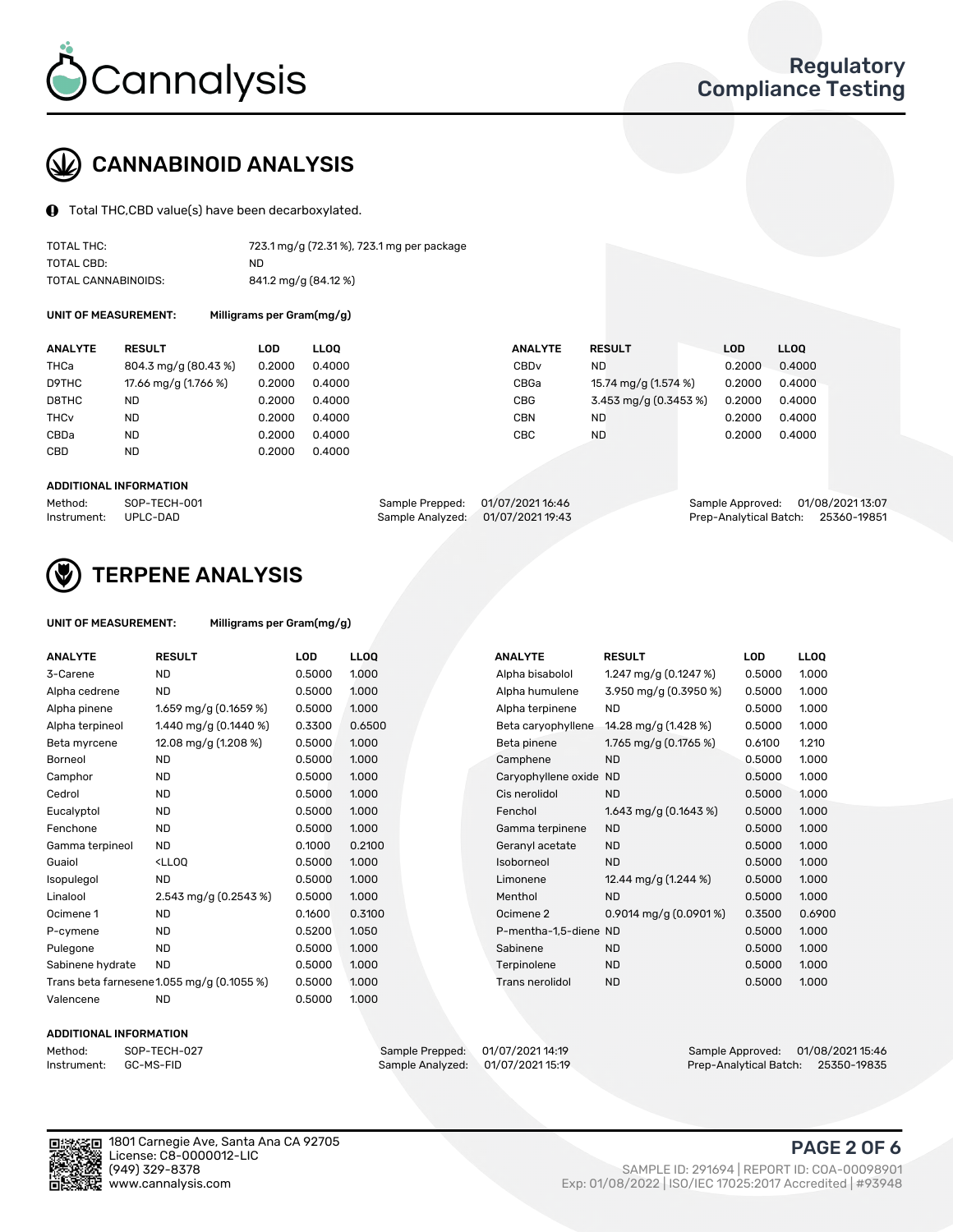# CANNABINOID ANALYSIS

Total THC,CBD value(s) have been decarboxylated.

| | |
|---|---|
| TOTAL THC: | 723.1 mg/g (72.31 %), 723.1 mg per package |
| TOTAL CBD: | ND |
| TOTAL CANNABINOIDS: | 841.2 mg/g (84.12 %) |

**UNIT OF MEASUREMENT:** Milligrams per Gram(mg/g)

| ANALYTE | RESULT | LOD | LLOQ | ANALYTE | RESULT | LOD | LLOQ |
|---|---|---|---|---|---|---|---|
| THCa | 804.3 mg/g (80.43 %) | 0.2000 | 0.4000 | CBDv | ND | 0.2000 | 0.4000 |
| D9THC | 17.66 mg/g (1.766 %) | 0.2000 | 0.4000 | CBGa | 15.74 mg/g (1.574 %) | 0.2000 | 0.4000 |
| D8THC | ND | 0.2000 | 0.4000 | CBG | 3.453 mg/g (0.3453 %) | 0.2000 | 0.4000 |
| THCv | ND | 0.2000 | 0.4000 | CBN | ND | 0.2000 | 0.4000 |
| CBDa | ND | 0.2000 | 0.4000 | CBC | ND | 0.2000 | 0.4000 |
| CBD | ND | 0.2000 | 0.4000 | | | | |

**ADDITIONAL INFORMATION**

| | | | | | |
|---|---|---|---|---|---|
| Method: | SOP-TECH-001 | Sample Prepped: | 01/07/2021 16:46 | Sample Approved: | 01/08/2021 13:07 |
| Instrument: | UPLC-DAD | Sample Analyzed: | 01/07/2021 19:43 | Prep-Analytical Batch: | 25360-19851 |

# TERPENE ANALYSIS

**UNIT OF MEASUREMENT:** Milligrams per Gram(mg/g)

| ANALYTE | RESULT | LOD | LLOQ | ANALYTE | RESULT | LOD | LLOQ |
|---|---|---|---|---|---|---|---|
| 3-Carene | ND | 0.5000 | 1.000 | Alpha bisabolol | 1.247 mg/g (0.1247 %) | 0.5000 | 1.000 |
| Alpha cedrene | ND | 0.5000 | 1.000 | Alpha humulene | 3.950 mg/g (0.3950 %) | 0.5000 | 1.000 |
| Alpha pinene | 1.659 mg/g (0.1659 %) | 0.5000 | 1.000 | Alpha terpinene | ND | 0.5000 | 1.000 |
| Alpha terpineol | 1.440 mg/g (0.1440 %) | 0.3300 | 0.6500 | Beta caryophyllene | 14.28 mg/g (1.428 %) | 0.5000 | 1.000 |
| Beta myrcene | 12.08 mg/g (1.208 %) | 0.5000 | 1.000 | Beta pinene | 1.765 mg/g (0.1765 %) | 0.6100 | 1.210 |
| Borneol | ND | 0.5000 | 1.000 | Camphene | ND | 0.5000 | 1.000 |
| Camphor | ND | 0.5000 | 1.000 | Caryophyllene oxide | ND | 0.5000 | 1.000 |
| Cedrol | ND | 0.5000 | 1.000 | Cis nerolidol | ND | 0.5000 | 1.000 |
| Eucalyptol | ND | 0.5000 | 1.000 | Fenchol | 1.643 mg/g (0.1643 %) | 0.5000 | 1.000 |
| Fenchone | ND | 0.5000 | 1.000 | Gamma terpinene | ND | 0.5000 | 1.000 |
| Gamma terpineol | ND | 0.1000 | 0.2100 | Geranyl acetate | ND | 0.5000 | 1.000 |
| Guaiol | <LLOQ | 0.5000 | 1.000 | Isoborneol | ND | 0.5000 | 1.000 |
| Isopulegol | ND | 0.5000 | 1.000 | Limonene | 12.44 mg/g (1.244 %) | 0.5000 | 1.000 |
| Linalool | 2.543 mg/g (0.2543 %) | 0.5000 | 1.000 | Menthol | ND | 0.5000 | 1.000 |
| Ocimene 1 | ND | 0.1600 | 0.3100 | Ocimene 2 | 0.9014 mg/g (0.0901 %) | 0.3500 | 0.6900 |
| P-cymene | ND | 0.5200 | 1.050 | P-mentha-1,5-diene | ND | 0.5000 | 1.000 |
| Pulegone | ND | 0.5000 | 1.000 | Sabinene | ND | 0.5000 | 1.000 |
| Sabinene hydrate | ND | 0.5000 | 1.000 | Terpinolene | ND | 0.5000 | 1.000 |
| Trans beta farnesene | 1.055 mg/g (0.1055 %) | 0.5000 | 1.000 | Trans nerolidol | ND | 0.5000 | 1.000 |
| Valencene | ND | 0.5000 | 1.000 | | | | |

**ADDITIONAL INFORMATION**

| | | | | | |
|---|---|---|---|---|---|
| Method: | SOP-TECH-027 | Sample Prepped: | 01/07/2021 14:19 | Sample Approved: | 01/08/2021 15:46 |
| Instrument: | GC-MS-FID | Sample Analyzed: | 01/07/2021 15:19 | Prep-Analytical Batch: | 25350-19835 |

1801 Carnegie Ave, Santa Ana CA 92705
License: C8-0000012-LIC
(949) 329-8378
www.cannalysis.com

SAMPLE ID: 291694 | REPORT ID: COA-00098901
Exp: 01/08/2022 | ISO/IEC 17025:2017 Accredited | #93948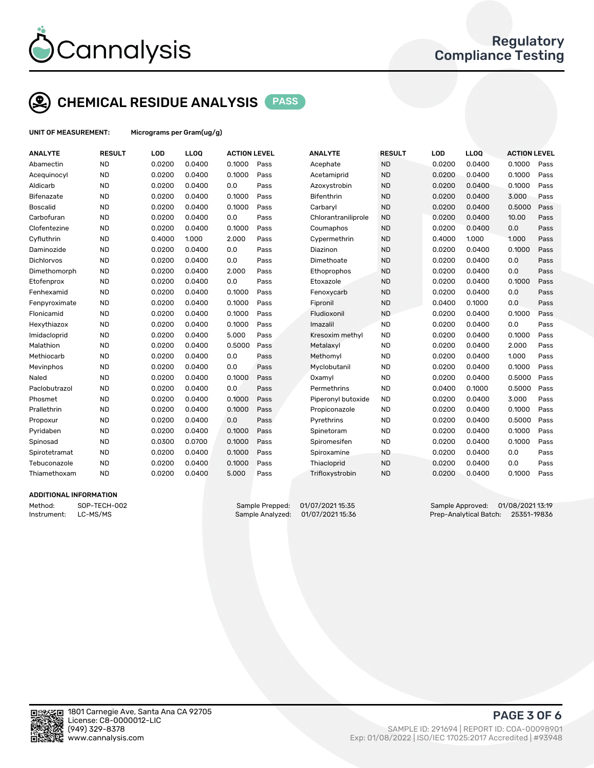# Regulatory Compliance Testing

## CHEMICAL RESIDUE ANALYSIS PASS

**UNIT OF MEASUREMENT:** Micrograms per Gram(ug/g)

| ANALYTE | RESULT | LOD | LLOQ | ACTION LEVEL | | ANALYTE | RESULT | LOD | LLOQ | ACTION LEVEL | |
|---|---|---|---|---|---|---|---|---|---|---|---|
| Abamectin | ND | 0.0200 | 0.0400 | 0.1000 | Pass | Acephate | ND | 0.0200 | 0.0400 | 0.1000 | Pass |
| Acequinocyl | ND | 0.0200 | 0.0400 | 0.1000 | Pass | Acetamiprid | ND | 0.0200 | 0.0400 | 0.1000 | Pass |
| Aldicarb | ND | 0.0200 | 0.0400 | 0.0 | Pass | Azoxystrobin | ND | 0.0200 | 0.0400 | 0.1000 | Pass |
| Bifenazate | ND | 0.0200 | 0.0400 | 0.1000 | Pass | Bifenthrin | ND | 0.0200 | 0.0400 | 3.000 | Pass |
| Boscalid | ND | 0.0200 | 0.0400 | 0.1000 | Pass | Carbaryl | ND | 0.0200 | 0.0400 | 0.5000 | Pass |
| Carbofuran | ND | 0.0200 | 0.0400 | 0.0 | Pass | Chlorantraniliprole | ND | 0.0200 | 0.0400 | 10.00 | Pass |
| Clofentezine | ND | 0.0200 | 0.0400 | 0.1000 | Pass | Coumaphos | ND | 0.0200 | 0.0400 | 0.0 | Pass |
| Cyfluthrin | ND | 0.4000 | 1.000 | 2.000 | Pass | Cypermethrin | ND | 0.4000 | 1.000 | 1.000 | Pass |
| Daminozide | ND | 0.0200 | 0.0400 | 0.0 | Pass | Diazinon | ND | 0.0200 | 0.0400 | 0.1000 | Pass |
| Dichlorvos | ND | 0.0200 | 0.0400 | 0.0 | Pass | Dimethoate | ND | 0.0200 | 0.0400 | 0.0 | Pass |
| Dimethomorph | ND | 0.0200 | 0.0400 | 2.000 | Pass | Ethoprophos | ND | 0.0200 | 0.0400 | 0.0 | Pass |
| Etofenprox | ND | 0.0200 | 0.0400 | 0.0 | Pass | Etoxazole | ND | 0.0200 | 0.0400 | 0.1000 | Pass |
| Fenhexamid | ND | 0.0200 | 0.0400 | 0.1000 | Pass | Fenoxycarb | ND | 0.0200 | 0.0400 | 0.0 | Pass |
| Fenpyroximate | ND | 0.0200 | 0.0400 | 0.1000 | Pass | Fipronil | ND | 0.0400 | 0.1000 | 0.0 | Pass |
| Flonicamid | ND | 0.0200 | 0.0400 | 0.1000 | Pass | Fludioxonil | ND | 0.0200 | 0.0400 | 0.1000 | Pass |
| Hexythiazox | ND | 0.0200 | 0.0400 | 0.1000 | Pass | Imazalil | ND | 0.0200 | 0.0400 | 0.0 | Pass |
| Imidacloprid | ND | 0.0200 | 0.0400 | 5.000 | Pass | Kresoxim methyl | ND | 0.0200 | 0.0400 | 0.1000 | Pass |
| Malathion | ND | 0.0200 | 0.0400 | 0.5000 | Pass | Metalaxyl | ND | 0.0200 | 0.0400 | 2.000 | Pass |
| Methiocarb | ND | 0.0200 | 0.0400 | 0.0 | Pass | Methomyl | ND | 0.0200 | 0.0400 | 1.000 | Pass |
| Mevinphos | ND | 0.0200 | 0.0400 | 0.0 | Pass | Myclobutanil | ND | 0.0200 | 0.0400 | 0.1000 | Pass |
| Naled | ND | 0.0200 | 0.0400 | 0.1000 | Pass | Oxamyl | ND | 0.0200 | 0.0400 | 0.5000 | Pass |
| Paclobutrazol | ND | 0.0200 | 0.0400 | 0.0 | Pass | Permethrins | ND | 0.0400 | 0.1000 | 0.5000 | Pass |
| Phosmet | ND | 0.0200 | 0.0400 | 0.1000 | Pass | Piperonyl butoxide | ND | 0.0200 | 0.0400 | 3.000 | Pass |
| Prallethrin | ND | 0.0200 | 0.0400 | 0.1000 | Pass | Propiconazole | ND | 0.0200 | 0.0400 | 0.1000 | Pass |
| Propoxur | ND | 0.0200 | 0.0400 | 0.0 | Pass | Pyrethrins | ND | 0.0200 | 0.0400 | 0.5000 | Pass |
| Pyridaben | ND | 0.0200 | 0.0400 | 0.1000 | Pass | Spinetoram | ND | 0.0200 | 0.0400 | 0.1000 | Pass |
| Spinosad | ND | 0.0300 | 0.0700 | 0.1000 | Pass | Spiromesifen | ND | 0.0200 | 0.0400 | 0.1000 | Pass |
| Spirotetramat | ND | 0.0200 | 0.0400 | 0.1000 | Pass | Spiroxamine | ND | 0.0200 | 0.0400 | 0.0 | Pass |
| Tebuconazole | ND | 0.0200 | 0.0400 | 0.1000 | Pass | Thiacloprid | ND | 0.0200 | 0.0400 | 0.0 | Pass |
| Thiamethoxam | ND | 0.0200 | 0.0400 | 5.000 | Pass | Trifloxystrobin | ND | 0.0200 | 0.0400 | 0.1000 | Pass |

### ADDITIONAL INFORMATION

Method: SOP-TECH-002
Instrument: LC-MS/MS

Sample Prepped: 01/07/2021 15:35
Sample Analyzed: 01/07/2021 15:36

Sample Approved: 01/08/2021 13:19
Prep-Analytical Batch: 25351-19836

1801 Carnegie Ave, Santa Ana CA 92705
License: C8-0000012-LIC
(949) 329-8378
www.cannalysis.com

SAMPLE ID: 291694 | REPORT ID: COA-00098901
Exp: 01/08/2022 | ISO/IEC 17025:2017 Accredited | #93948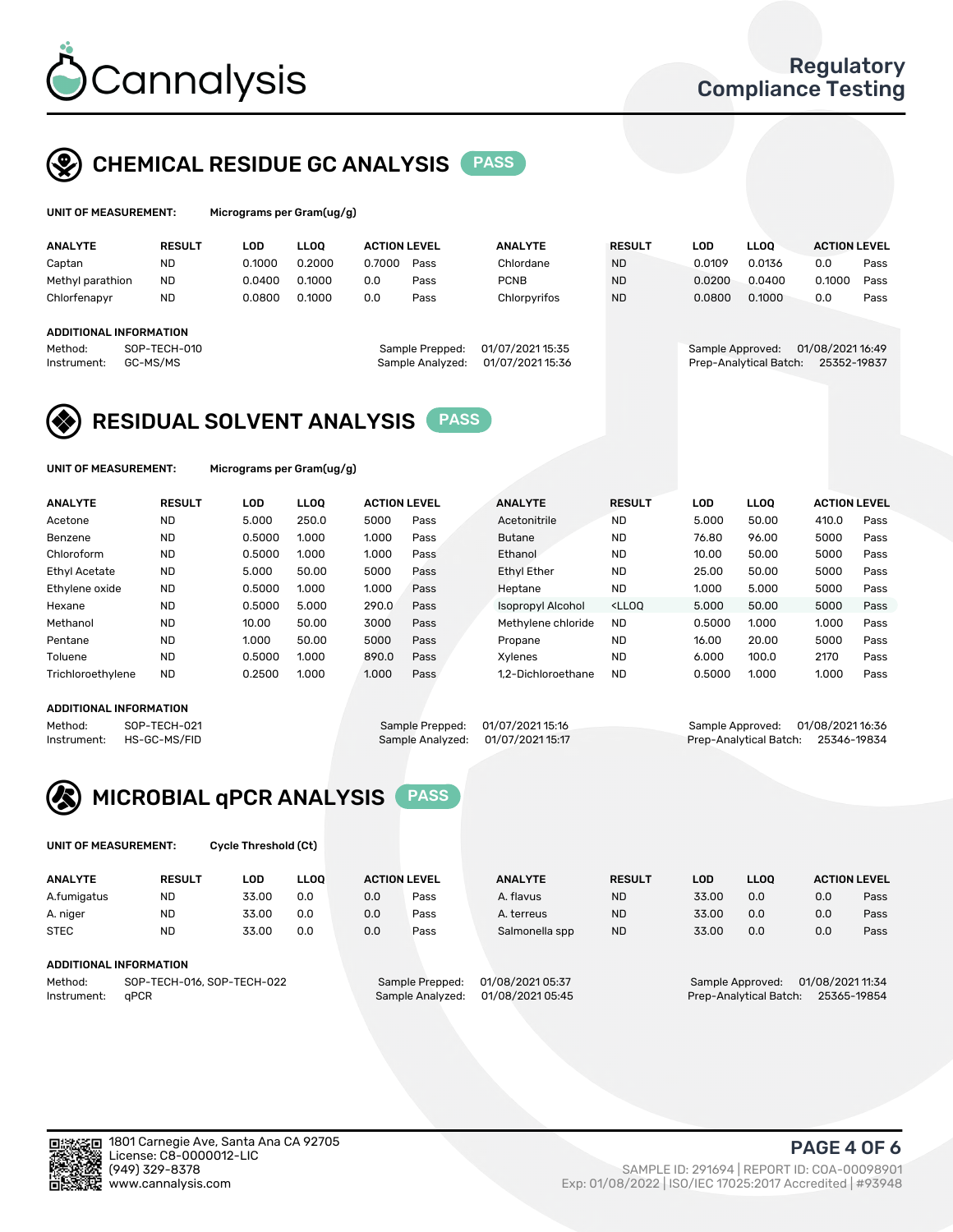# Cannalysis

Regulatory Compliance Testing

## CHEMICAL RESIDUE GC ANALYSIS PASS

**UNIT OF MEASUREMENT:** Micrograms per Gram(ug/g)

| ANALYTE | RESULT | LOD | LLOQ | ACTION LEVEL | | ANALYTE | RESULT | LOD | LLOQ | ACTION LEVEL | |
|---|---|---|---|---|---|---|---|---|---|---|---|
| Captan | ND | 0.1000 | 0.2000 | 0.7000 | Pass | Chlordane | ND | 0.0109 | 0.0136 | 0.0 | Pass |
| Methyl parathion | ND | 0.0400 | 0.1000 | 0.0 | Pass | PCNB | ND | 0.0200 | 0.0400 | 0.1000 | Pass |
| Chlorfenapyr | ND | 0.0800 | 0.1000 | 0.0 | Pass | Chlorpyrifos | ND | 0.0800 | 0.1000 | 0.0 | Pass |

**ADDITIONAL INFORMATION**

Method: SOP-TECH-010
Instrument: GC-MS/MS
Sample Prepped: 01/07/2021 15:35
Sample Analyzed: 01/07/2021 15:36
Sample Approved: 01/08/2021 16:49
Prep-Analytical Batch: 25352-19837

## RESIDUAL SOLVENT ANALYSIS PASS

**UNIT OF MEASUREMENT:** Micrograms per Gram(ug/g)

| ANALYTE | RESULT | LOD | LLOQ | ACTION LEVEL | | ANALYTE | RESULT | LOD | LLOQ | ACTION LEVEL | |
|---|---|---|---|---|---|---|---|---|---|---|---|
| Acetone | ND | 5.000 | 250.0 | 5000 | Pass | Acetonitrile | ND | 5.000 | 50.00 | 410.0 | Pass |
| Benzene | ND | 0.5000 | 1.000 | 1.000 | Pass | Butane | ND | 76.80 | 96.00 | 5000 | Pass |
| Chloroform | ND | 0.5000 | 1.000 | 1.000 | Pass | Ethanol | ND | 10.00 | 50.00 | 5000 | Pass |
| Ethyl Acetate | ND | 5.000 | 50.00 | 5000 | Pass | Ethyl Ether | ND | 25.00 | 50.00 | 5000 | Pass |
| Ethylene oxide | ND | 0.5000 | 1.000 | 1.000 | Pass | Heptane | ND | 1.000 | 5.000 | 5000 | Pass |
| Hexane | ND | 0.5000 | 5.000 | 290.0 | Pass | Isopropyl Alcohol | <LLOQ | 5.000 | 50.00 | 5000 | Pass |
| Methanol | ND | 10.00 | 50.00 | 3000 | Pass | Methylene chloride | ND | 0.5000 | 1.000 | 1.000 | Pass |
| Pentane | ND | 1.000 | 50.00 | 5000 | Pass | Propane | ND | 16.00 | 20.00 | 5000 | Pass |
| Toluene | ND | 0.5000 | 1.000 | 890.0 | Pass | Xylenes | ND | 6.000 | 100.0 | 2170 | Pass |
| Trichloroethylene | ND | 0.2500 | 1.000 | 1.000 | Pass | 1,2-Dichloroethane | ND | 0.5000 | 1.000 | 1.000 | Pass |

**ADDITIONAL INFORMATION**

Method: SOP-TECH-021
Instrument: HS-GC-MS/FID
Sample Prepped: 01/07/2021 15:16
Sample Analyzed: 01/07/2021 15:17
Sample Approved: 01/08/2021 16:36
Prep-Analytical Batch: 25346-19834

## MICROBIAL qPCR ANALYSIS PASS

**UNIT OF MEASUREMENT:** Cycle Threshold (Ct)

| ANALYTE | RESULT | LOD | LLOQ | ACTION LEVEL | | ANALYTE | RESULT | LOD | LLOQ | ACTION LEVEL | |
|---|---|---|---|---|---|---|---|---|---|---|---|
| A.fumigatus | ND | 33.00 | 0.0 | 0.0 | Pass | A. flavus | ND | 33.00 | 0.0 | 0.0 | Pass |
| A. niger | ND | 33.00 | 0.0 | 0.0 | Pass | A. terreus | ND | 33.00 | 0.0 | 0.0 | Pass |
| STEC | ND | 33.00 | 0.0 | 0.0 | Pass | Salmonella spp | ND | 33.00 | 0.0 | 0.0 | Pass |

**ADDITIONAL INFORMATION**

Method: SOP-TECH-016, SOP-TECH-022
Instrument: qPCR
Sample Prepped: 01/08/2021 05:37
Sample Analyzed: 01/08/2021 05:45
Sample Approved: 01/08/2021 11:34
Prep-Analytical Batch: 25365-19854

1801 Carnegie Ave, Santa Ana CA 92705
License: C8-0000012-LIC
(949) 329-8378
www.cannalysis.com

SAMPLE ID: 291694 | REPORT ID: COA-00098901
Exp: 01/08/2022 | ISO/IEC 17025:2017 Accredited | #93948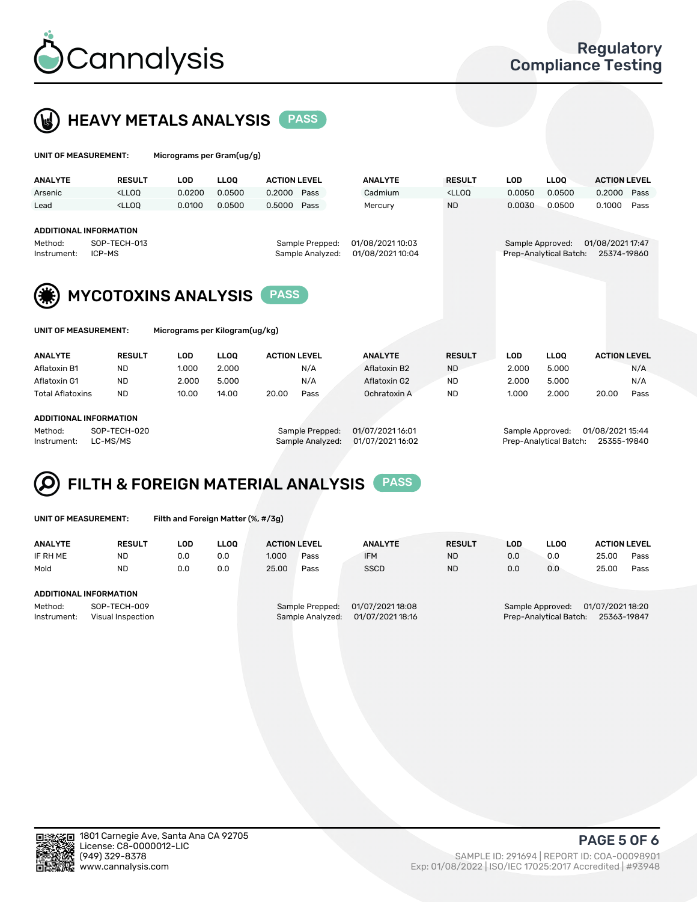## HEAVY METALS ANALYSIS PASS

**UNIT OF MEASUREMENT:** Micrograms per Gram(ug/g)

| ANALYTE | RESULT | LOD | LLOQ | ACTION LEVEL | | ANALYTE | RESULT | LOD | LLOQ | ACTION LEVEL | |
|---|---|---|---|---|---|---|---|---|---|---|---|
| Arsenic | <LLOQ | 0.0200 | 0.0500 | 0.2000 | Pass | Cadmium | <LLOQ | 0.0050 | 0.0500 | 0.2000 | Pass |
| Lead | <LLOQ | 0.0100 | 0.0500 | 0.5000 | Pass | Mercury | ND | 0.0030 | 0.0500 | 0.1000 | Pass |

**ADDITIONAL INFORMATION**

Method: SOP-TECH-013
Instrument: ICP-MS
Sample Prepped: 01/08/2021 10:03
Sample Analyzed: 01/08/2021 10:04
Sample Approved: 01/08/2021 17:47
Prep-Analytical Batch: 25374-19860

## MYCOTOXINS ANALYSIS PASS

**UNIT OF MEASUREMENT:** Micrograms per Kilogram(ug/kg)

| ANALYTE | RESULT | LOD | LLOQ | ACTION LEVEL | | ANALYTE | RESULT | LOD | LLOQ | ACTION LEVEL | |
|---|---|---|---|---|---|---|---|---|---|---|---|
| Aflatoxin B1 | ND | 1.000 | 2.000 | | N/A | Aflatoxin B2 | ND | 2.000 | 5.000 | | N/A |
| Aflatoxin G1 | ND | 2.000 | 5.000 | | N/A | Aflatoxin G2 | ND | 2.000 | 5.000 | | N/A |
| Total Aflatoxins | ND | 10.00 | 14.00 | 20.00 | Pass | Ochratoxin A | ND | 1.000 | 2.000 | 20.00 | Pass |

**ADDITIONAL INFORMATION**

Method: SOP-TECH-020
Instrument: LC-MS/MS
Sample Prepped: 01/07/2021 16:01
Sample Analyzed: 01/07/2021 16:02
Sample Approved: 01/08/2021 15:44
Prep-Analytical Batch: 25355-19840

## FILTH & FOREIGN MATERIAL ANALYSIS PASS

**UNIT OF MEASUREMENT:** Filth and Foreign Matter (%, #/3g)

| ANALYTE | RESULT | LOD | LLOQ | ACTION LEVEL | | ANALYTE | RESULT | LOD | LLOQ | ACTION LEVEL | |
|---|---|---|---|---|---|---|---|---|---|---|---|
| IF RH ME | ND | 0.0 | 0.0 | 1.000 | Pass | IFM | ND | 0.0 | 0.0 | 25.00 | Pass |
| Mold | ND | 0.0 | 0.0 | 25.00 | Pass | SSCD | ND | 0.0 | 0.0 | 25.00 | Pass |

**ADDITIONAL INFORMATION**

Method: SOP-TECH-009
Instrument: Visual Inspection
Sample Prepped: 01/07/2021 18:08
Sample Analyzed: 01/07/2021 18:16
Sample Approved: 01/07/2021 18:20
Prep-Analytical Batch: 25363-19847

1801 Carnegie Ave, Santa Ana CA 92705
License: C8-0000012-LIC
(949) 329-8378
www.cannalysis.com

SAMPLE ID: 291694 | REPORT ID: COA-00098901
Exp: 01/08/2022 | ISO/IEC 17025:2017 Accredited | #93948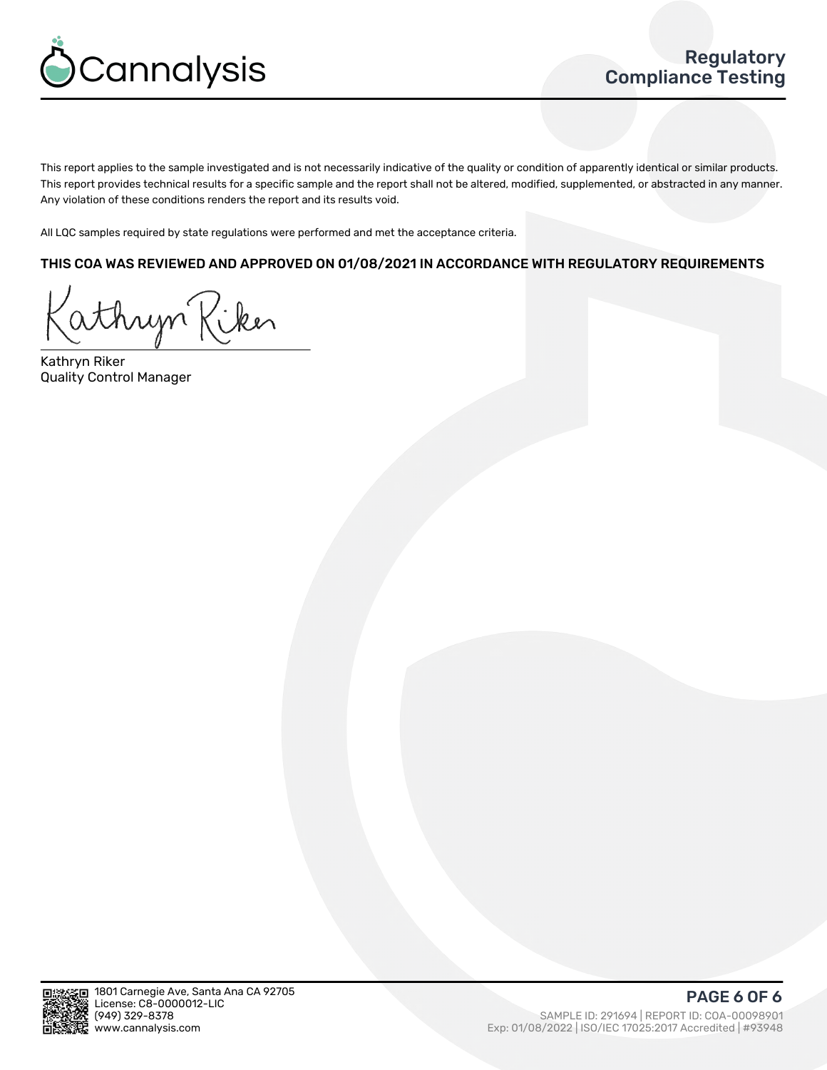This report applies to the sample investigated and is not necessarily indicative of the quality or condition of apparently identical or similar products. This report provides technical results for a specific sample and the report shall not be altered, modified, supplemented, or abstracted in any manner. Any violation of these conditions renders the report and its results void.

All LQC samples required by state regulations were performed and met the acceptance criteria.

**THIS COA WAS REVIEWED AND APPROVED ON 01/08/2021 IN ACCORDANCE WITH REGULATORY REQUIREMENTS**

Kathryn Riker
Quality Control Manager

1801 Carnegie Ave, Santa Ana CA 92705
License: C8-0000012-LIC
(949) 329-8378
www.cannalysis.com

SAMPLE ID: 291694 | REPORT ID: COA-00098901
Exp: 01/08/2022 | ISO/IEC 17025:2017 Accredited | #93948